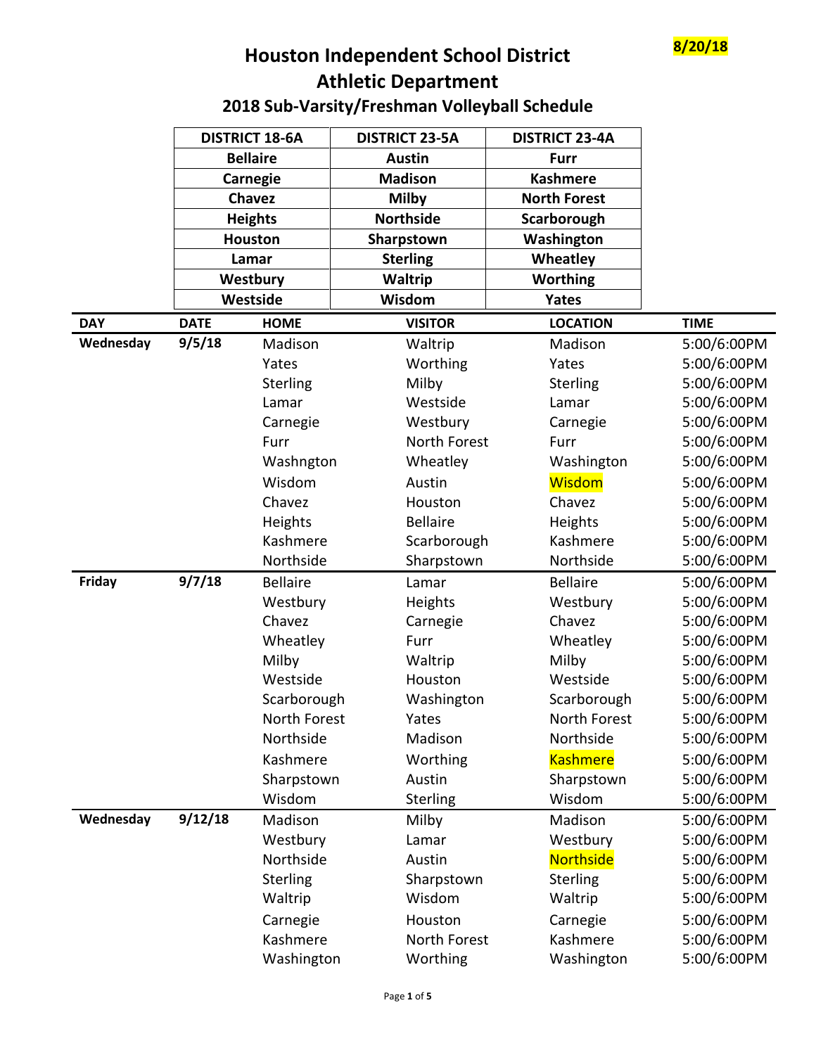8/20/18

# Houston Independent School District
# Athletic Department
## 2018 Sub-Varsity/Freshman Volleyball Schedule

| DISTRICT 18-6A | DISTRICT 23-5A | DISTRICT 23-4A |
|---|---|---|
| Bellaire | Austin | Furr |
| Carnegie | Madison | Kashmere |
| Chavez | Milby | North Forest |
| Heights | Northside | Scarborough |
| Houston | Sharpstown | Washington |
| Lamar | Sterling | Wheatley |
| Westbury | Waltrip | Worthing |
| Westside | Wisdom | Yates |

| DAY | DATE | HOME | VISITOR | LOCATION | TIME |
|---|---|---|---|---|---|
| Wednesday | 9/5/18 | Madison | Waltrip | Madison | 5:00/6:00PM |
| | | Yates | Worthing | Yates | 5:00/6:00PM |
| | | Sterling | Milby | Sterling | 5:00/6:00PM |
| | | Lamar | Westside | Lamar | 5:00/6:00PM |
| | | Carnegie | Westbury | Carnegie | 5:00/6:00PM |
| | | Furr | North Forest | Furr | 5:00/6:00PM |
| | | Washngton | Wheatley | Washington | 5:00/6:00PM |
| | | Wisdom | Austin | Wisdom | 5:00/6:00PM |
| | | Chavez | Houston | Chavez | 5:00/6:00PM |
| | | Heights | Bellaire | Heights | 5:00/6:00PM |
| | | Kashmere | Scarborough | Kashmere | 5:00/6:00PM |
| | | Northside | Sharpstown | Northside | 5:00/6:00PM |
| Friday | 9/7/18 | Bellaire | Lamar | Bellaire | 5:00/6:00PM |
| | | Westbury | Heights | Westbury | 5:00/6:00PM |
| | | Chavez | Carnegie | Chavez | 5:00/6:00PM |
| | | Wheatley | Furr | Wheatley | 5:00/6:00PM |
| | | Milby | Waltrip | Milby | 5:00/6:00PM |
| | | Westside | Houston | Westside | 5:00/6:00PM |
| | | Scarborough | Washington | Scarborough | 5:00/6:00PM |
| | | North Forest | Yates | North Forest | 5:00/6:00PM |
| | | Northside | Madison | Northside | 5:00/6:00PM |
| | | Kashmere | Worthing | Kashmere | 5:00/6:00PM |
| | | Sharpstown | Austin | Sharpstown | 5:00/6:00PM |
| | | Wisdom | Sterling | Wisdom | 5:00/6:00PM |
| Wednesday | 9/12/18 | Madison | Milby | Madison | 5:00/6:00PM |
| | | Westbury | Lamar | Westbury | 5:00/6:00PM |
| | | Northside | Austin | Northside | 5:00/6:00PM |
| | | Sterling | Sharpstown | Sterling | 5:00/6:00PM |
| | | Waltrip | Wisdom | Waltrip | 5:00/6:00PM |
| | | Carnegie | Houston | Carnegie | 5:00/6:00PM |
| | | Kashmere | North Forest | Kashmere | 5:00/6:00PM |
| | | Washington | Worthing | Washington | 5:00/6:00PM |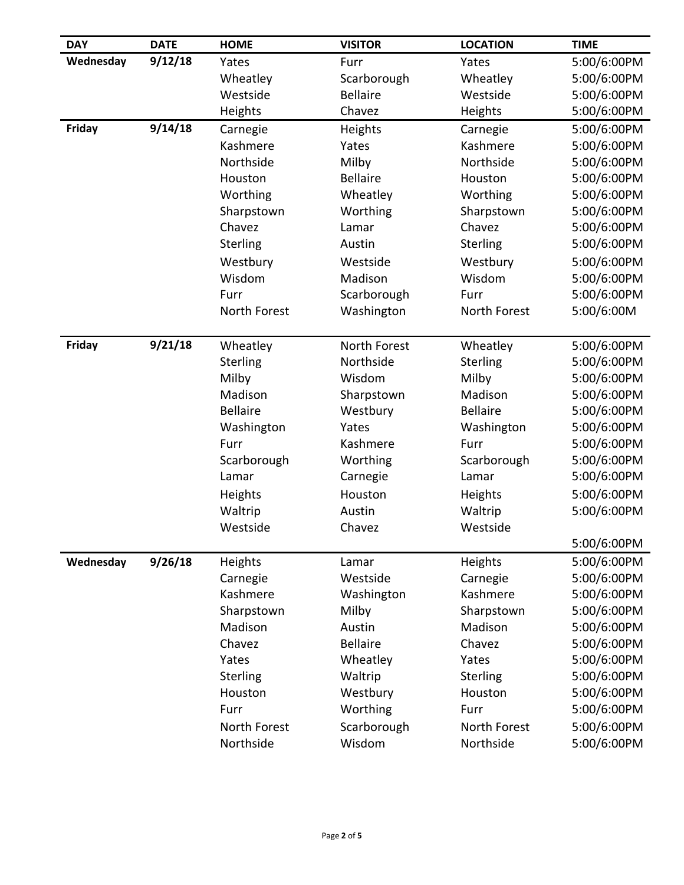| DAY | DATE | HOME | VISITOR | LOCATION | TIME |
|---|---|---|---|---|---|
| Wednesday | 9/12/18 | Yates | Furr | Yates | 5:00/6:00PM |
| | | Wheatley | Scarborough | Wheatley | 5:00/6:00PM |
| | | Westside | Bellaire | Westside | 5:00/6:00PM |
| | | Heights | Chavez | Heights | 5:00/6:00PM |
| Friday | 9/14/18 | Carnegie | Heights | Carnegie | 5:00/6:00PM |
| | | Kashmere | Yates | Kashmere | 5:00/6:00PM |
| | | Northside | Milby | Northside | 5:00/6:00PM |
| | | Houston | Bellaire | Houston | 5:00/6:00PM |
| | | Worthing | Wheatley | Worthing | 5:00/6:00PM |
| | | Sharpstown | Worthing | Sharpstown | 5:00/6:00PM |
| | | Chavez | Lamar | Chavez | 5:00/6:00PM |
| | | Sterling | Austin | Sterling | 5:00/6:00PM |
| | | Westbury | Westside | Westbury | 5:00/6:00PM |
| | | Wisdom | Madison | Wisdom | 5:00/6:00PM |
| | | Furr | Scarborough | Furr | 5:00/6:00PM |
| | | North Forest | Washington | North Forest | 5:00/6:00M |
| Friday | 9/21/18 | Wheatley | North Forest | Wheatley | 5:00/6:00PM |
| | | Sterling | Northside | Sterling | 5:00/6:00PM |
| | | Milby | Wisdom | Milby | 5:00/6:00PM |
| | | Madison | Sharpstown | Madison | 5:00/6:00PM |
| | | Bellaire | Westbury | Bellaire | 5:00/6:00PM |
| | | Washington | Yates | Washington | 5:00/6:00PM |
| | | Furr | Kashmere | Furr | 5:00/6:00PM |
| | | Scarborough | Worthing | Scarborough | 5:00/6:00PM |
| | | Lamar | Carnegie | Lamar | 5:00/6:00PM |
| | | Heights | Houston | Heights | 5:00/6:00PM |
| | | Waltrip | Austin | Waltrip | 5:00/6:00PM |
| | | Westside | Chavez | Westside | 5:00/6:00PM |
| Wednesday | 9/26/18 | Heights | Lamar | Heights | 5:00/6:00PM |
| | | Carnegie | Westside | Carnegie | 5:00/6:00PM |
| | | Kashmere | Washington | Kashmere | 5:00/6:00PM |
| | | Sharpstown | Milby | Sharpstown | 5:00/6:00PM |
| | | Madison | Austin | Madison | 5:00/6:00PM |
| | | Chavez | Bellaire | Chavez | 5:00/6:00PM |
| | | Yates | Wheatley | Yates | 5:00/6:00PM |
| | | Sterling | Waltrip | Sterling | 5:00/6:00PM |
| | | Houston | Westbury | Houston | 5:00/6:00PM |
| | | Furr | Worthing | Furr | 5:00/6:00PM |
| | | North Forest | Scarborough | North Forest | 5:00/6:00PM |
| | | Northside | Wisdom | Northside | 5:00/6:00PM |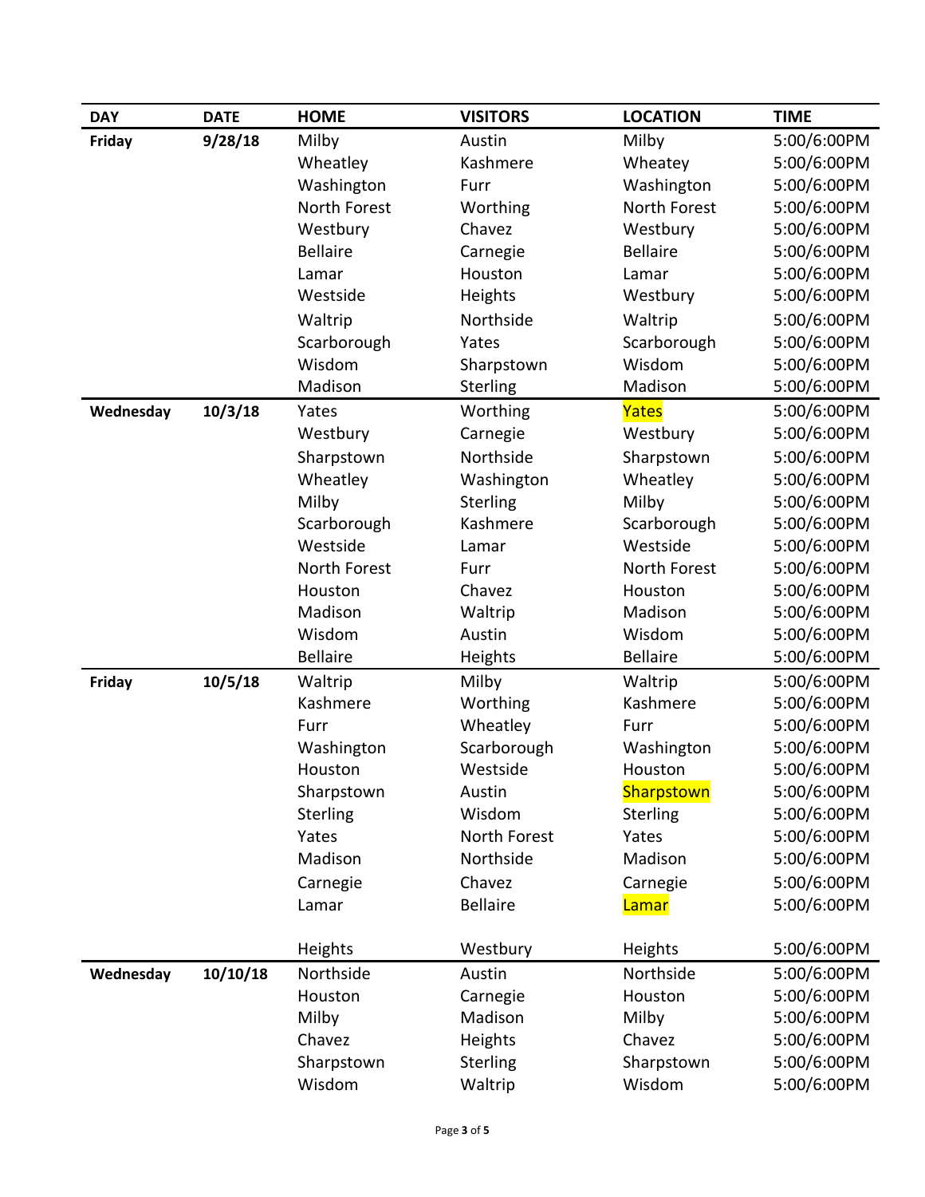| DAY | DATE | HOME | VISITORS | LOCATION | TIME |
|---|---|---|---|---|---|
| **Friday** | **9/28/18** | Milby | Austin | Milby | 5:00/6:00PM |
| | | Wheatley | Kashmere | Wheatey | 5:00/6:00PM |
| | | Washington | Furr | Washington | 5:00/6:00PM |
| | | North Forest | Worthing | North Forest | 5:00/6:00PM |
| | | Westbury | Chavez | Westbury | 5:00/6:00PM |
| | | Bellaire | Carnegie | Bellaire | 5:00/6:00PM |
| | | Lamar | Houston | Lamar | 5:00/6:00PM |
| | | Westside | Heights | Westbury | 5:00/6:00PM |
| | | Waltrip | Northside | Waltrip | 5:00/6:00PM |
| | | Scarborough | Yates | Scarborough | 5:00/6:00PM |
| | | Wisdom | Sharpstown | Wisdom | 5:00/6:00PM |
| | | Madison | Sterling | Madison | 5:00/6:00PM |
| **Wednesday** | **10/3/18** | Yates | Worthing | Yates | 5:00/6:00PM |
| | | Westbury | Carnegie | Westbury | 5:00/6:00PM |
| | | Sharpstown | Northside | Sharpstown | 5:00/6:00PM |
| | | Wheatley | Washington | Wheatley | 5:00/6:00PM |
| | | Milby | Sterling | Milby | 5:00/6:00PM |
| | | Scarborough | Kashmere | Scarborough | 5:00/6:00PM |
| | | Westside | Lamar | Westside | 5:00/6:00PM |
| | | North Forest | Furr | North Forest | 5:00/6:00PM |
| | | Houston | Chavez | Houston | 5:00/6:00PM |
| | | Madison | Waltrip | Madison | 5:00/6:00PM |
| | | Wisdom | Austin | Wisdom | 5:00/6:00PM |
| | | Bellaire | Heights | Bellaire | 5:00/6:00PM |
| **Friday** | **10/5/18** | Waltrip | Milby | Waltrip | 5:00/6:00PM |
| | | Kashmere | Worthing | Kashmere | 5:00/6:00PM |
| | | Furr | Wheatley | Furr | 5:00/6:00PM |
| | | Washington | Scarborough | Washington | 5:00/6:00PM |
| | | Houston | Westside | Houston | 5:00/6:00PM |
| | | Sharpstown | Austin | Sharpstown | 5:00/6:00PM |
| | | Sterling | Wisdom | Sterling | 5:00/6:00PM |
| | | Yates | North Forest | Yates | 5:00/6:00PM |
| | | Madison | Northside | Madison | 5:00/6:00PM |
| | | Carnegie | Chavez | Carnegie | 5:00/6:00PM |
| | | Lamar | Bellaire | Lamar | 5:00/6:00PM |
| | | Heights | Westbury | Heights | 5:00/6:00PM |
| **Wednesday** | **10/10/18** | Northside | Austin | Northside | 5:00/6:00PM |
| | | Houston | Carnegie | Houston | 5:00/6:00PM |
| | | Milby | Madison | Milby | 5:00/6:00PM |
| | | Chavez | Heights | Chavez | 5:00/6:00PM |
| | | Sharpstown | Sterling | Sharpstown | 5:00/6:00PM |
| | | Wisdom | Waltrip | Wisdom | 5:00/6:00PM |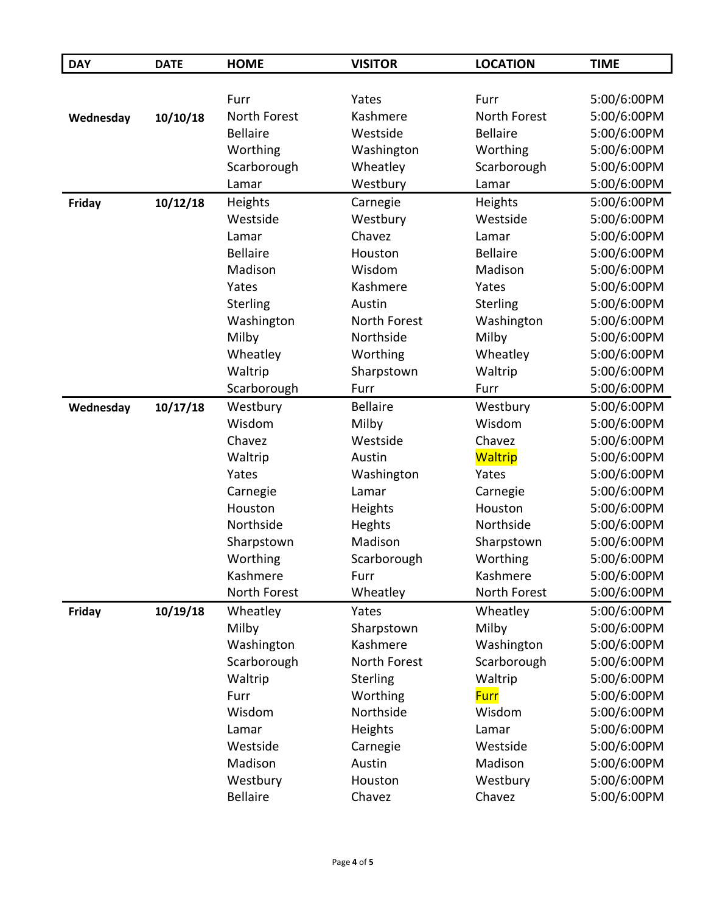| DAY | DATE | HOME | VISITOR | LOCATION | TIME |
|---|---|---|---|---|---|
| | | Furr | Yates | Furr | 5:00/6:00PM |
| **Wednesday** | **10/10/18** | North Forest | Kashmere | North Forest | 5:00/6:00PM |
| | | Bellaire | Westside | Bellaire | 5:00/6:00PM |
| | | Worthing | Washington | Worthing | 5:00/6:00PM |
| | | Scarborough | Wheatley | Scarborough | 5:00/6:00PM |
| | | Lamar | Westbury | Lamar | 5:00/6:00PM |
| **Friday** | **10/12/18** | Heights | Carnegie | Heights | 5:00/6:00PM |
| | | Westside | Westbury | Westside | 5:00/6:00PM |
| | | Lamar | Chavez | Lamar | 5:00/6:00PM |
| | | Bellaire | Houston | Bellaire | 5:00/6:00PM |
| | | Madison | Wisdom | Madison | 5:00/6:00PM |
| | | Yates | Kashmere | Yates | 5:00/6:00PM |
| | | Sterling | Austin | Sterling | 5:00/6:00PM |
| | | Washington | North Forest | Washington | 5:00/6:00PM |
| | | Milby | Northside | Milby | 5:00/6:00PM |
| | | Wheatley | Worthing | Wheatley | 5:00/6:00PM |
| | | Waltrip | Sharpstown | Waltrip | 5:00/6:00PM |
| | | Scarborough | Furr | Furr | 5:00/6:00PM |
| **Wednesday** | **10/17/18** | Westbury | Bellaire | Westbury | 5:00/6:00PM |
| | | Wisdom | Milby | Wisdom | 5:00/6:00PM |
| | | Chavez | Westside | Chavez | 5:00/6:00PM |
| | | Waltrip | Austin | Waltrip | 5:00/6:00PM |
| | | Yates | Washington | Yates | 5:00/6:00PM |
| | | Carnegie | Lamar | Carnegie | 5:00/6:00PM |
| | | Houston | Heights | Houston | 5:00/6:00PM |
| | | Northside | Heghts | Northside | 5:00/6:00PM |
| | | Sharpstown | Madison | Sharpstown | 5:00/6:00PM |
| | | Worthing | Scarborough | Worthing | 5:00/6:00PM |
| | | Kashmere | Furr | Kashmere | 5:00/6:00PM |
| | | North Forest | Wheatley | North Forest | 5:00/6:00PM |
| **Friday** | **10/19/18** | Wheatley | Yates | Wheatley | 5:00/6:00PM |
| | | Milby | Sharpstown | Milby | 5:00/6:00PM |
| | | Washington | Kashmere | Washington | 5:00/6:00PM |
| | | Scarborough | North Forest | Scarborough | 5:00/6:00PM |
| | | Waltrip | Sterling | Waltrip | 5:00/6:00PM |
| | | Furr | Worthing | Furr | 5:00/6:00PM |
| | | Wisdom | Northside | Wisdom | 5:00/6:00PM |
| | | Lamar | Heights | Lamar | 5:00/6:00PM |
| | | Westside | Carnegie | Westside | 5:00/6:00PM |
| | | Madison | Austin | Madison | 5:00/6:00PM |
| | | Westbury | Houston | Westbury | 5:00/6:00PM |
| | | Bellaire | Chavez | Chavez | 5:00/6:00PM |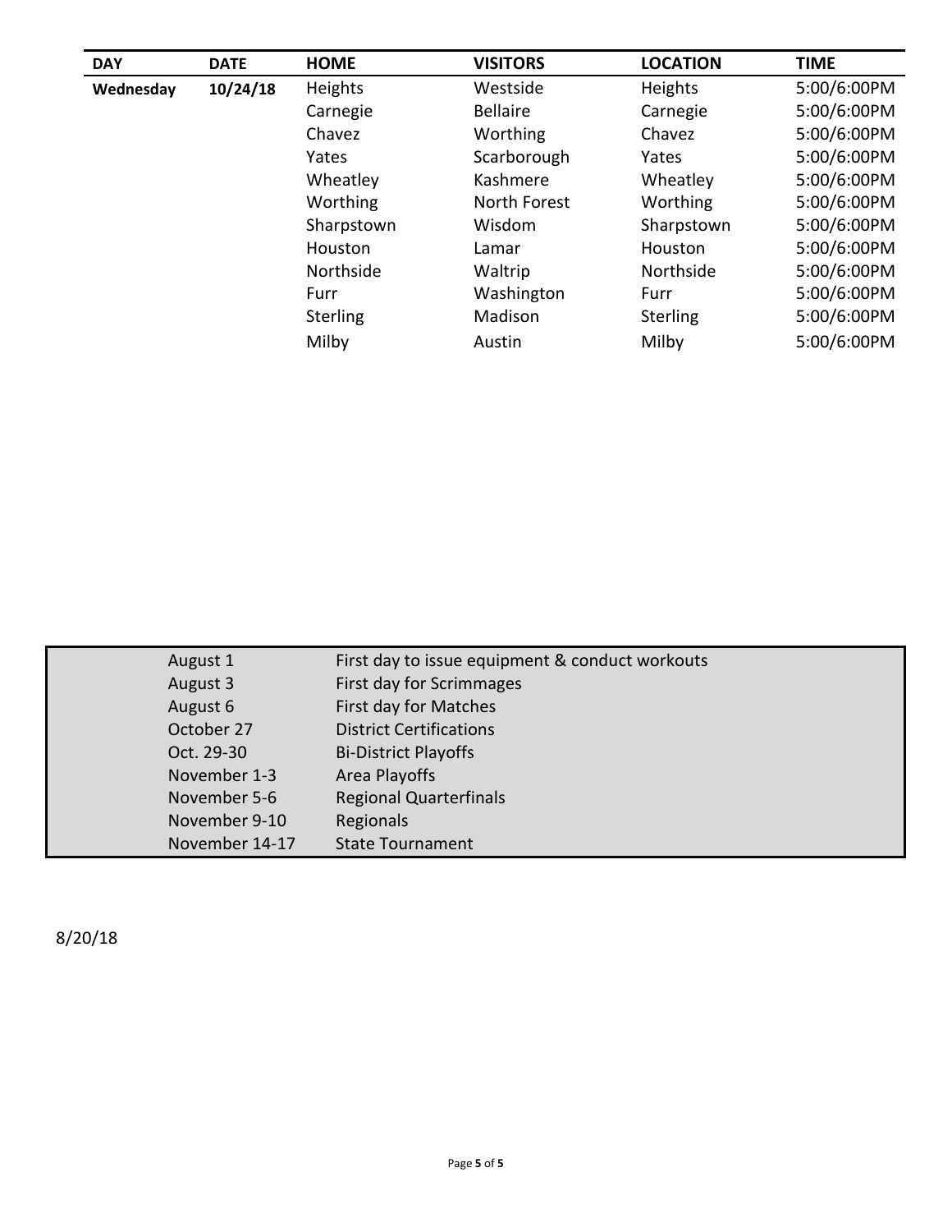| DAY | DATE | HOME | VISITORS | LOCATION | TIME |
|---|---|---|---|---|---|
| **Wednesday** | **10/24/18** | Heights | Westside | Heights | 5:00/6:00PM |
| | | Carnegie | Bellaire | Carnegie | 5:00/6:00PM |
| | | Chavez | Worthing | Chavez | 5:00/6:00PM |
| | | Yates | Scarborough | Yates | 5:00/6:00PM |
| | | Wheatley | Kashmere | Wheatley | 5:00/6:00PM |
| | | Worthing | North Forest | Worthing | 5:00/6:00PM |
| | | Sharpstown | Wisdom | Sharpstown | 5:00/6:00PM |
| | | Houston | Lamar | Houston | 5:00/6:00PM |
| | | Northside | Waltrip | Northside | 5:00/6:00PM |
| | | Furr | Washington | Furr | 5:00/6:00PM |
| | | Sterling | Madison | Sterling | 5:00/6:00PM |
| | | Milby | Austin | Milby | 5:00/6:00PM |

| | |
|---|---|
| August 1 | First day to issue equipment & conduct workouts |
| August 3 | First day for Scrimmages |
| August 6 | First day for Matches |
| October 27 | District Certifications |
| Oct. 29-30 | Bi-District Playoffs |
| November 1-3 | Area Playoffs |
| November 5-6 | Regional Quarterfinals |
| November 9-10 | Regionals |
| November 14-17 | State Tournament |

8/20/18